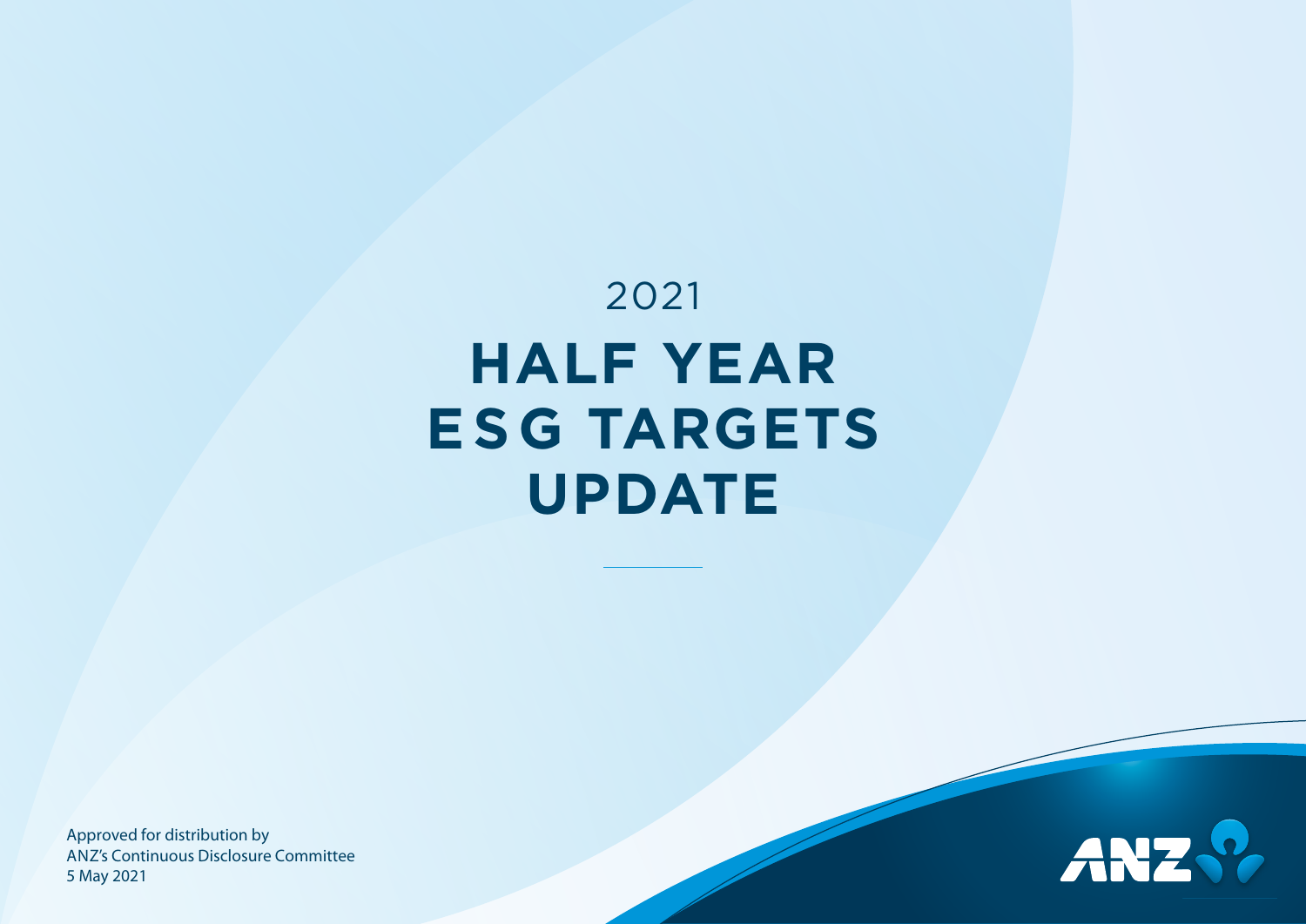# 2021 HALF YEAR ESG TARGETS UPDATE

Approved for distribution by
ANZ's Continuous Disclosure Committee
5 May 2021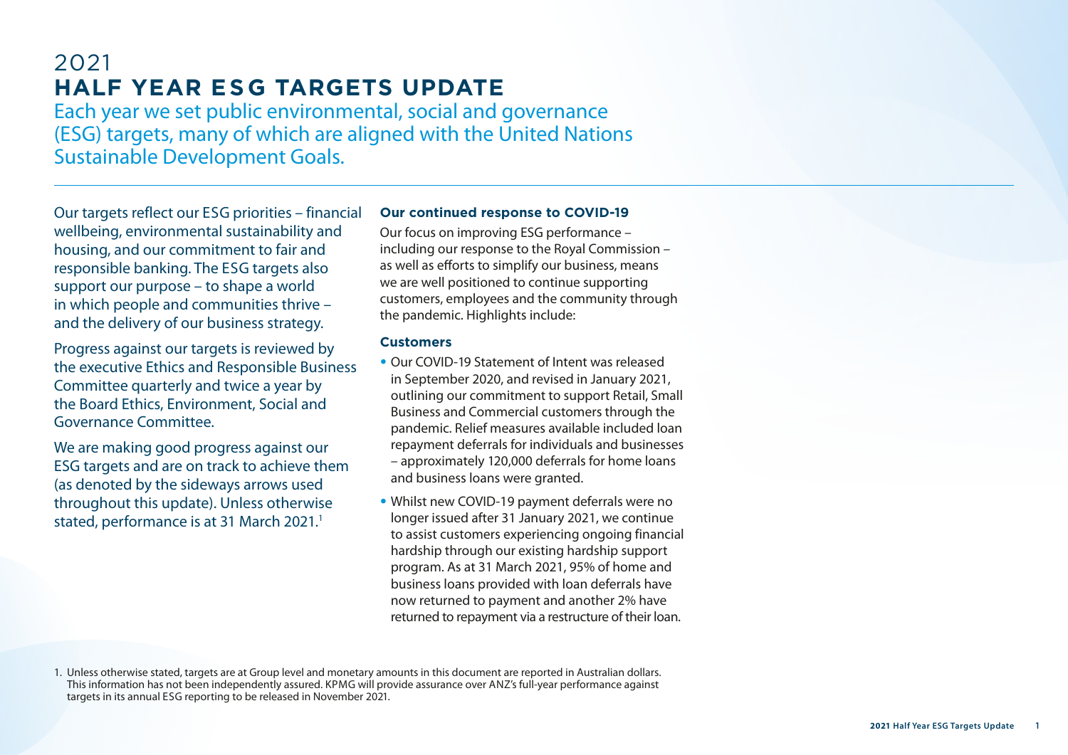# 2021 HALF YEAR ESG TARGETS UPDATE

Each year we set public environmental, social and governance (ESG) targets, many of which are aligned with the United Nations Sustainable Development Goals.

Our targets reflect our ESG priorities – financial wellbeing, environmental sustainability and housing, and our commitment to fair and responsible banking. The ESG targets also support our purpose – to shape a world in which people and communities thrive – and the delivery of our business strategy.

Progress against our targets is reviewed by the executive Ethics and Responsible Business Committee quarterly and twice a year by the Board Ethics, Environment, Social and Governance Committee.

We are making good progress against our ESG targets and are on track to achieve them (as denoted by the sideways arrows used throughout this update). Unless otherwise stated, performance is at 31 March 2021.[1]

### Our continued response to COVID-19

Our focus on improving ESG performance – including our response to the Royal Commission – as well as efforts to simplify our business, means we are well positioned to continue supporting customers, employees and the community through the pandemic. Highlights include:

### Customers

- Our COVID-19 Statement of Intent was released in September 2020, and revised in January 2021, outlining our commitment to support Retail, Small Business and Commercial customers through the pandemic. Relief measures available included loan repayment deferrals for individuals and businesses – approximately 120,000 deferrals for home loans and business loans were granted.
- Whilst new COVID-19 payment deferrals were no longer issued after 31 January 2021, we continue to assist customers experiencing ongoing financial hardship through our existing hardship support program. As at 31 March 2021, 95% of home and business loans provided with loan deferrals have now returned to payment and another 2% have returned to repayment via a restructure of their loan.

1. Unless otherwise stated, targets are at Group level and monetary amounts in this document are reported in Australian dollars. This information has not been independently assured. KPMG will provide assurance over ANZ's full-year performance against targets in its annual ESG reporting to be released in November 2021.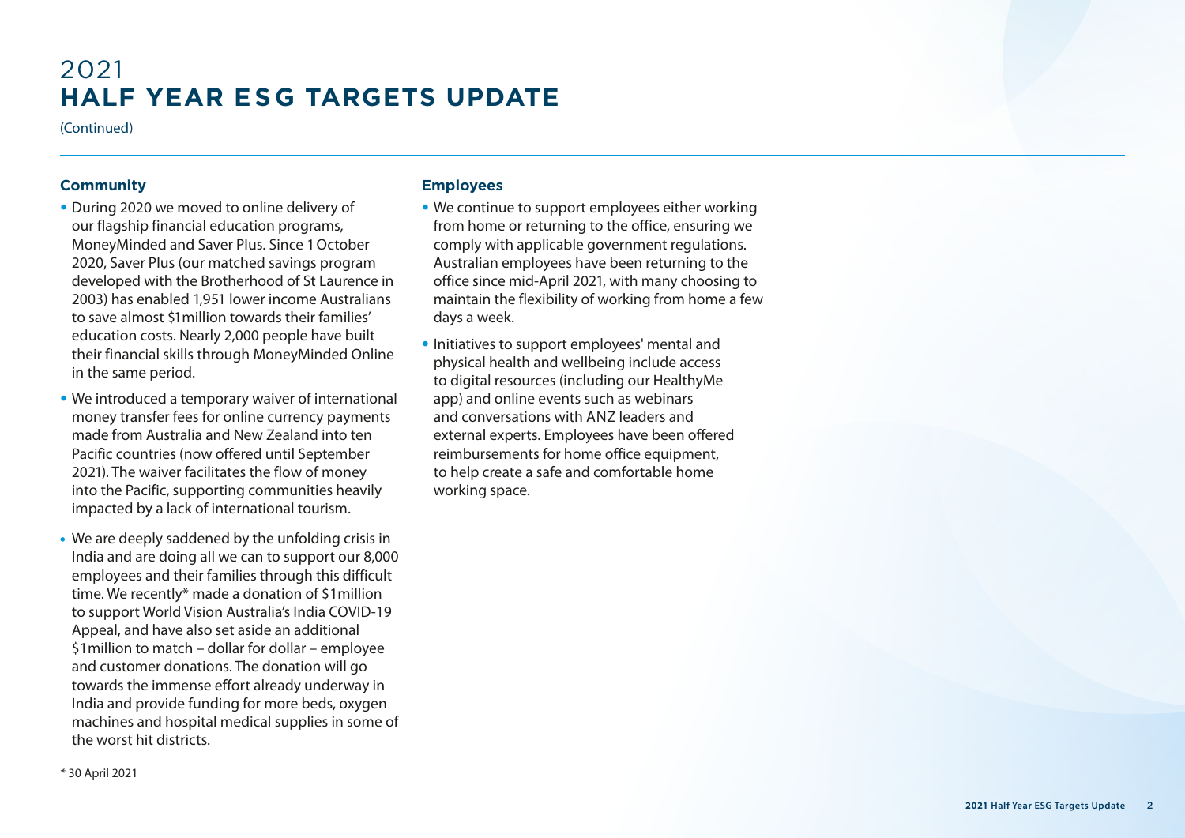# 2021 HALF YEAR ESG TARGETS UPDATE

(Continued)

### Community

- During 2020 we moved to online delivery of our flagship financial education programs, MoneyMinded and Saver Plus. Since 1 October 2020, Saver Plus (our matched savings program developed with the Brotherhood of St Laurence in 2003) has enabled 1,951 lower income Australians to save almost $1million towards their families' education costs. Nearly 2,000 people have built their financial skills through MoneyMinded Online in the same period.
- We introduced a temporary waiver of international money transfer fees for online currency payments made from Australia and New Zealand into ten Pacific countries (now offered until September 2021). The waiver facilitates the flow of money into the Pacific, supporting communities heavily impacted by a lack of international tourism.
- We are deeply saddened by the unfolding crisis in India and are doing all we can to support our 8,000 employees and their families through this difficult time. We recently* made a donation of $1million to support World Vision Australia's India COVID-19 Appeal, and have also set aside an additional $1million to match – dollar for dollar – employee and customer donations. The donation will go towards the immense effort already underway in India and provide funding for more beds, oxygen machines and hospital medical supplies in some of the worst hit districts.

### Employees

- We continue to support employees either working from home or returning to the office, ensuring we comply with applicable government regulations. Australian employees have been returning to the office since mid-April 2021, with many choosing to maintain the flexibility of working from home a few days a week.
- Initiatives to support employees' mental and physical health and wellbeing include access to digital resources (including our HealthyMe app) and online events such as webinars and conversations with ANZ leaders and external experts. Employees have been offered reimbursements for home office equipment, to help create a safe and comfortable home working space.

* 30 April 2021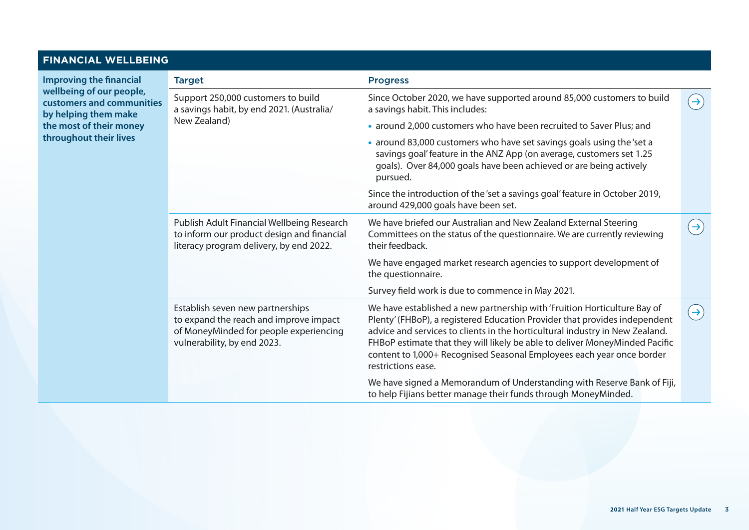## FINANCIAL WELLBEING

| Improving the financial wellbeing of our people, customers and communities by helping them make the most of their money throughout their lives | Target | Progress |
|---|---|---|
| | Support 250,000 customers to build a savings habit, by end 2021. (Australia/ New Zealand) | Since October 2020, we have supported around 85,000 customers to build a savings habit. This includes:<br>• around 2,000 customers who have been recruited to Saver Plus; and<br>• around 83,000 customers who have set savings goals using the 'set a savings goal' feature in the ANZ App (on average, customers set 1.25 goals). Over 84,000 goals have been achieved or are being actively pursued.<br>Since the introduction of the 'set a savings goal' feature in October 2019, around 429,000 goals have been set. |
| | Publish Adult Financial Wellbeing Research to inform our product design and financial literacy program delivery, by end 2022. | We have briefed our Australian and New Zealand External Steering Committees on the status of the questionnaire. We are currently reviewing their feedback.<br>We have engaged market research agencies to support development of the questionnaire.<br>Survey field work is due to commence in May 2021. |
| | Establish seven new partnerships to expand the reach and improve impact of MoneyMinded for people experiencing vulnerability, by end 2023. | We have established a new partnership with 'Fruition Horticulture Bay of Plenty' (FHBoP), a registered Education Provider that provides independent advice and services to clients in the horticultural industry in New Zealand. FHBoP estimate that they will likely be able to deliver MoneyMinded Pacific content to 1,000+ Recognised Seasonal Employees each year once border restrictions ease.<br>We have signed a Memorandum of Understanding with Reserve Bank of Fiji, to help Fijians better manage their funds through MoneyMinded. |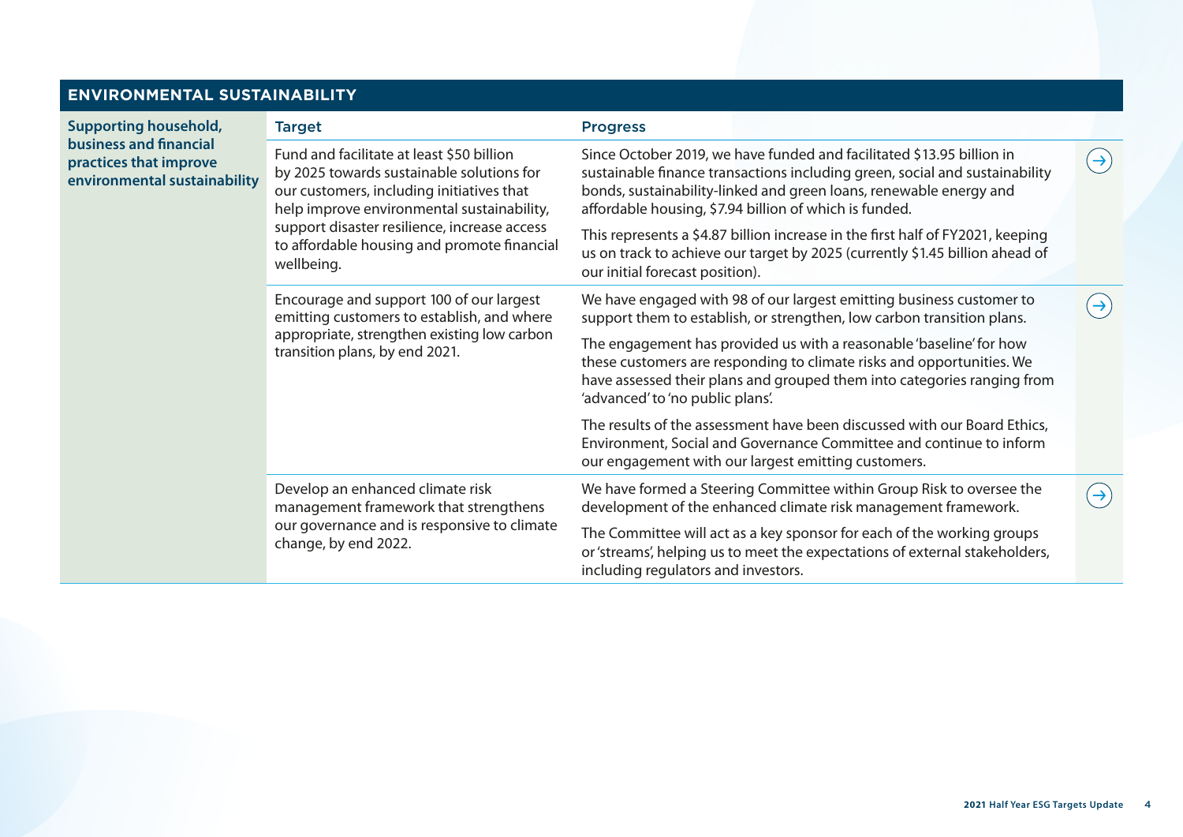## ENVIRONMENTAL SUSTAINABILITY

| Supporting household, business and financial practices that improve environmental sustainability | Target | Progress |
|---|---|---|
| | Fund and facilitate at least $50 billion by 2025 towards sustainable solutions for our customers, including initiatives that help improve environmental sustainability, support disaster resilience, increase access to affordable housing and promote financial wellbeing. | Since October 2019, we have funded and facilitated $13.95 billion in sustainable finance transactions including green, social and sustainability bonds, sustainability-linked and green loans, renewable energy and affordable housing, $7.94 billion of which is funded.<br><br>This represents a $4.87 billion increase in the first half of FY2021, keeping us on track to achieve our target by 2025 (currently $1.45 billion ahead of our initial forecast position). |
| | Encourage and support 100 of our largest emitting customers to establish, and where appropriate, strengthen existing low carbon transition plans, by end 2021. | We have engaged with 98 of our largest emitting business customer to support them to establish, or strengthen, low carbon transition plans.<br><br>The engagement has provided us with a reasonable 'baseline' for how these customers are responding to climate risks and opportunities. We have assessed their plans and grouped them into categories ranging from 'advanced' to 'no public plans'.<br><br>The results of the assessment have been discussed with our Board Ethics, Environment, Social and Governance Committee and continue to inform our engagement with our largest emitting customers. |
| | Develop an enhanced climate risk management framework that strengthens our governance and is responsive to climate change, by end 2022. | We have formed a Steering Committee within Group Risk to oversee the development of the enhanced climate risk management framework.<br><br>The Committee will act as a key sponsor for each of the working groups or 'streams', helping us to meet the expectations of external stakeholders, including regulators and investors. |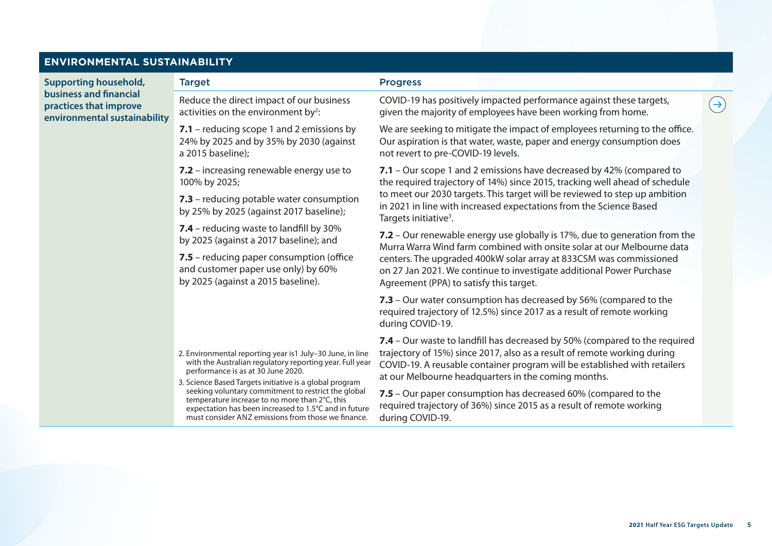## ENVIRONMENTAL SUSTAINABILITY

**Supporting household, business and financial practices that improve environmental sustainability**

| Target | Progress |
|---|---|
| Reduce the direct impact of our business activities on the environment by[2]: | COVID-19 has positively impacted performance against these targets, given the majority of employees have been working from home. |
| **7.1** – reducing scope 1 and 2 emissions by 24% by 2025 and by 35% by 2030 (against a 2015 baseline); | We are seeking to mitigate the impact of employees returning to the office. Our aspiration is that water, waste, paper and energy consumption does not revert to pre-COVID-19 levels. |
| **7.2** – increasing renewable energy use to 100% by 2025; | **7.1** – Our scope 1 and 2 emissions have decreased by 42% (compared to the required trajectory of 14%) since 2015, tracking well ahead of schedule to meet our 2030 targets. This target will be reviewed to step up ambition in 2021 in line with increased expectations from the Science Based Targets initiative[3]. |
| **7.3** – reducing potable water consumption by 25% by 2025 (against 2017 baseline); | **7.2** – Our renewable energy use globally is 17%, due to generation from the Murra Warra Wind farm combined with onsite solar at our Melbourne data centers. The upgraded 400kW solar array at 833CSM was commissioned on 27 Jan 2021. We continue to investigate additional Power Purchase Agreement (PPA) to satisfy this target. |
| **7.4** – reducing waste to landfill by 30% by 2025 (against a 2017 baseline); and | **7.3** – Our water consumption has decreased by 56% (compared to the required trajectory of 12.5%) since 2017 as a result of remote working during COVID-19. |
| **7.5** – reducing paper consumption (office and customer paper use only) by 60% by 2025 (against a 2015 baseline). | **7.4** – Our waste to landfill has decreased by 50% (compared to the required trajectory of 15%) since 2017, also as a result of remote working during COVID-19. A reusable container program will be established with retailers at our Melbourne headquarters in the coming months. |
| | **7.5** – Our paper consumption has decreased 60% (compared to the required trajectory of 36%) since 2015 as a result of remote working during COVID-19. |

2. Environmental reporting year is1 July–30 June, in line with the Australian regulatory reporting year. Full year performance is as at 30 June 2020.

3. Science Based Targets initiative is a global program seeking voluntary commitment to restrict the global temperature increase to no more than 2°C, this expectation has been increased to 1.5°C and in future must consider ANZ emissions from those we finance.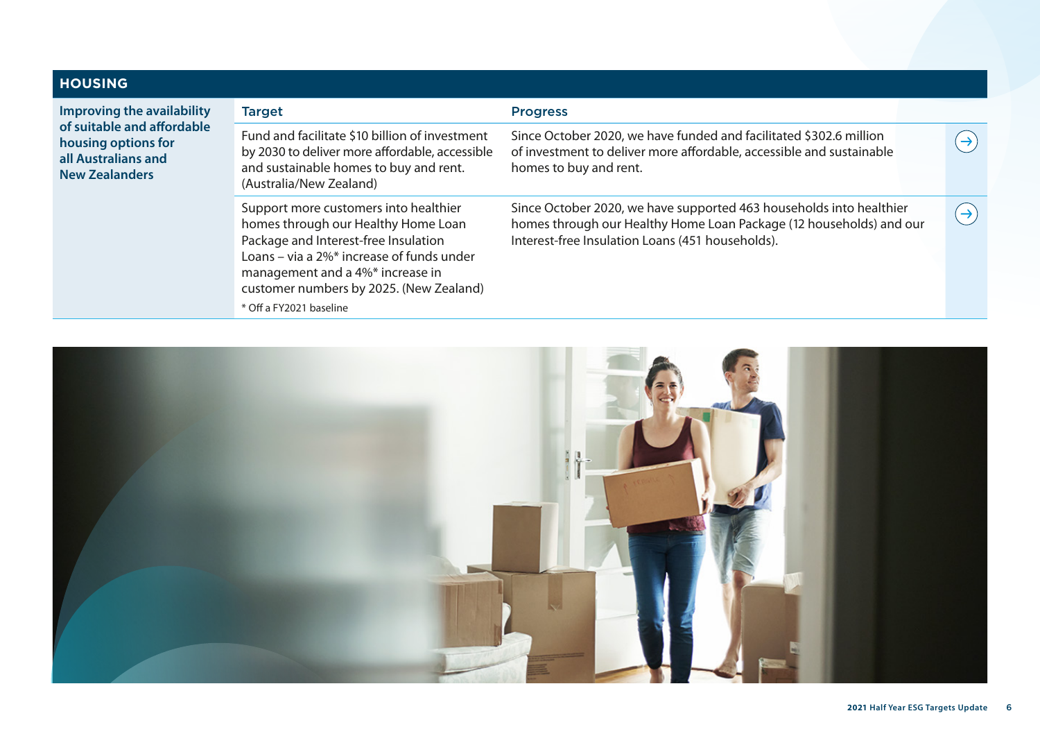## HOUSING

| Improving the availability of suitable and affordable housing options for all Australians and New Zealanders | Target | Progress |
|---|---|---|
| | Fund and facilitate $10 billion of investment by 2030 to deliver more affordable, accessible and sustainable homes to buy and rent. (Australia/New Zealand) | Since October 2020, we have funded and facilitated $302.6 million of investment to deliver more affordable, accessible and sustainable homes to buy and rent. |
| | Support more customers into healthier homes through our Healthy Home Loan Package and Interest-free Insulation Loans – via a 2%* increase of funds under management and a 4%* increase in customer numbers by 2025. (New Zealand)<br>* Off a FY2021 baseline | Since October 2020, we have supported 463 households into healthier homes through our Healthy Home Loan Package (12 households) and our Interest-free Insulation Loans (451 households). |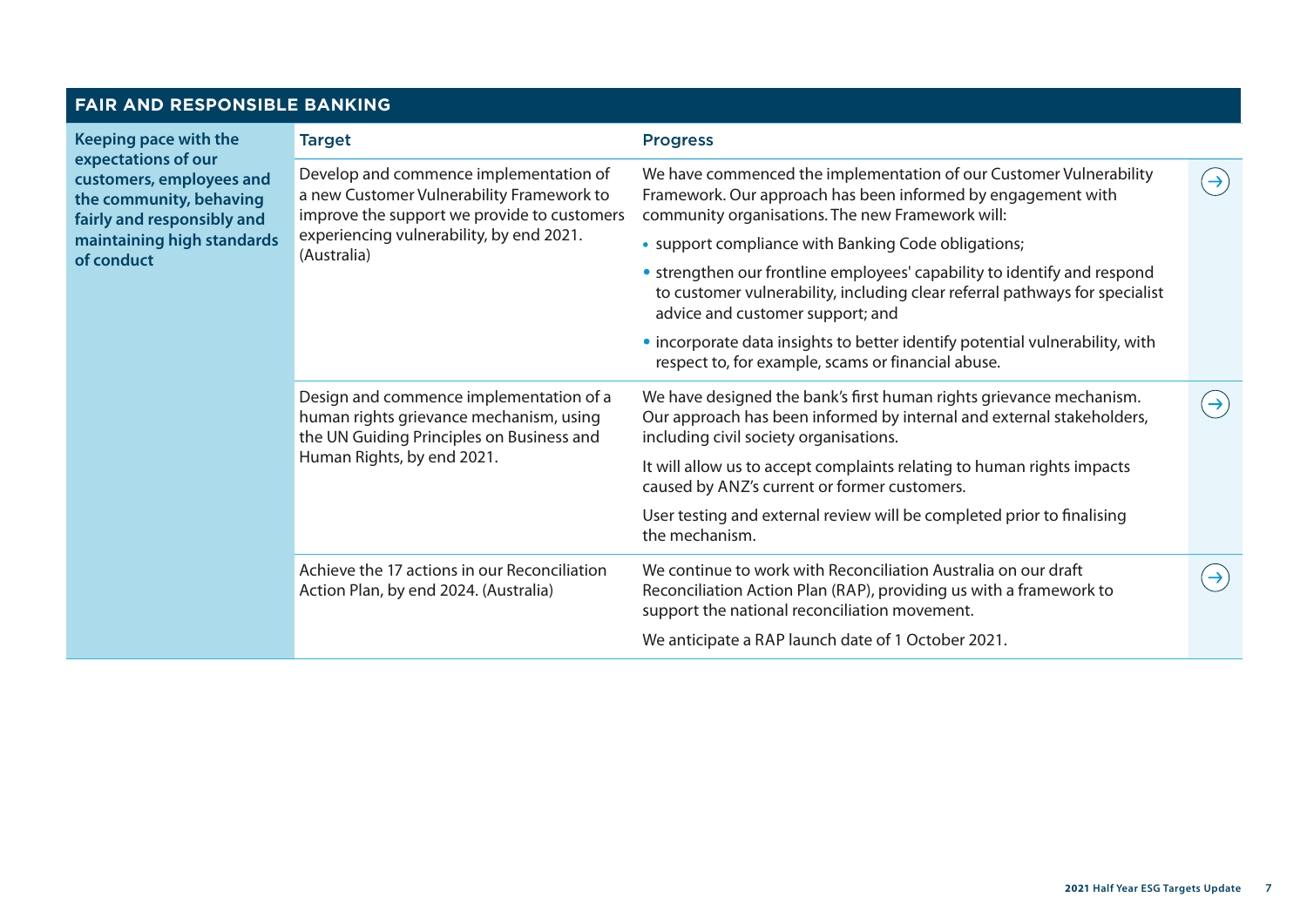## FAIR AND RESPONSIBLE BANKING

| Keeping pace with the expectations of our customers, employees and the community, behaving fairly and responsibly and maintaining high standards of conduct | Target | Progress |
|---|---|---|
| | Develop and commence implementation of a new Customer Vulnerability Framework to improve the support we provide to customers experiencing vulnerability, by end 2021. (Australia) | We have commenced the implementation of our Customer Vulnerability Framework. Our approach has been informed by engagement with community organisations. The new Framework will:<br>• support compliance with Banking Code obligations;<br>• strengthen our frontline employees' capability to identify and respond to customer vulnerability, including clear referral pathways for specialist advice and customer support; and<br>• incorporate data insights to better identify potential vulnerability, with respect to, for example, scams or financial abuse. |
| | Design and commence implementation of a human rights grievance mechanism, using the UN Guiding Principles on Business and Human Rights, by end 2021. | We have designed the bank's first human rights grievance mechanism. Our approach has been informed by internal and external stakeholders, including civil society organisations.<br>It will allow us to accept complaints relating to human rights impacts caused by ANZ's current or former customers.<br>User testing and external review will be completed prior to finalising the mechanism. |
| | Achieve the 17 actions in our Reconciliation Action Plan, by end 2024. (Australia) | We continue to work with Reconciliation Australia on our draft Reconciliation Action Plan (RAP), providing us with a framework to support the national reconciliation movement.<br>We anticipate a RAP launch date of 1 October 2021. |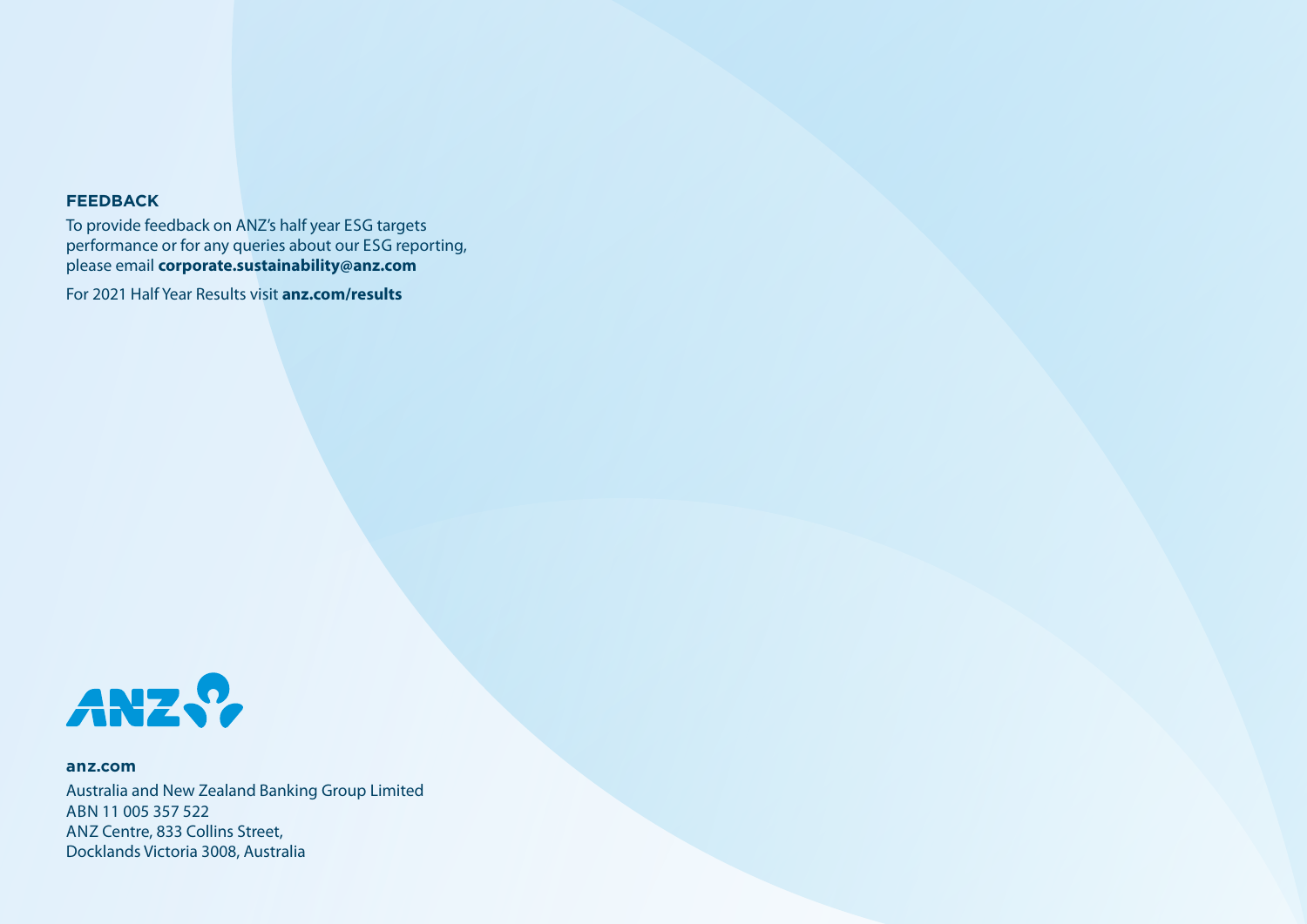## FEEDBACK

To provide feedback on ANZ's half year ESG targets performance or for any queries about our ESG reporting, please email **corporate.sustainability@anz.com**

For 2021 Half Year Results visit **anz.com/results**

**anz.com**

Australia and New Zealand Banking Group Limited
ABN 11 005 357 522
ANZ Centre, 833 Collins Street,
Docklands Victoria 3008, Australia